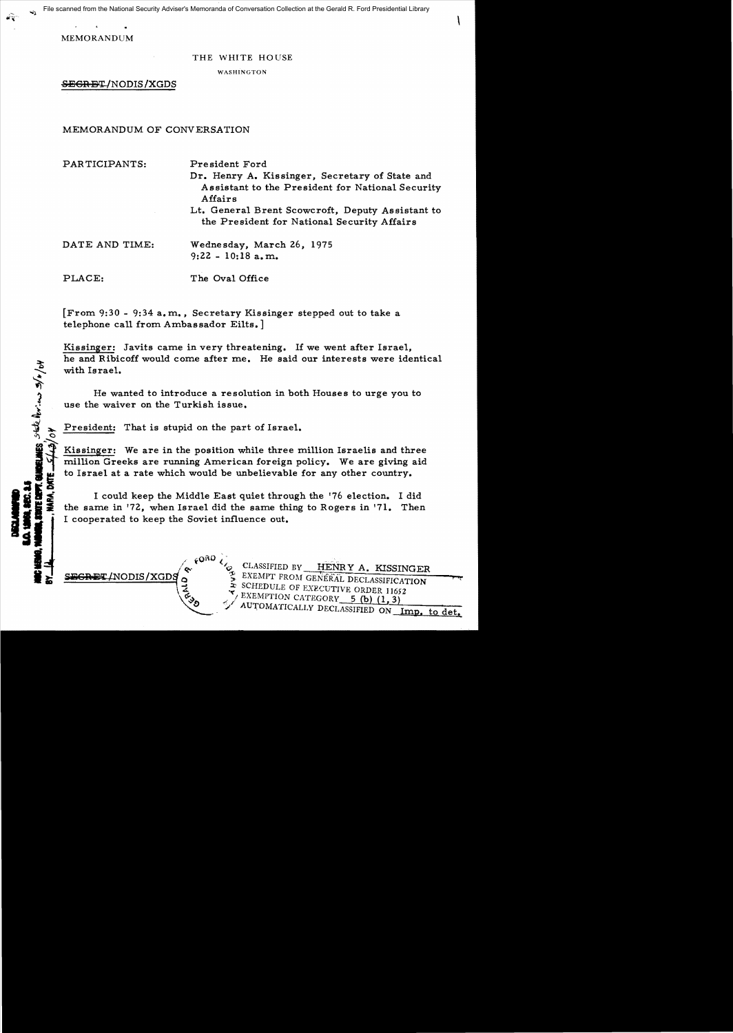MEMORANDUM

THE WHITE HOUSE

WASHINGTON

~~SECRET~~/NODIS/XGDS

MEMORANDUM OF CONVERSATION

PARTICIPANTS: President Ford

Dr. Henry A. Kissinger, Secretary of State and Assistant to the President for National Security Affairs

Lt. General Brent Scowcroft, Deputy Assistant to the President for National Security Affairs

DATE AND TIME: Wednesday, March 26, 1975
9:22 - 10:18 a.m.

PLACE: The Oval Office

[From 9:30 - 9:34 a.m., Secretary Kissinger stepped out to take a telephone call from Ambassador Eilts.]

Kissinger: Javits came in very threatening. If we went after Israel, he and Ribicoff would come after me. He said our interests were identical with Israel.

He wanted to introduce a resolution in both Houses to urge you to use the waiver on the Turkish issue.

President: That is stupid on the part of Israel.

Kissinger: We are in the position while three million Israelis and three million Greeks are running American foreign policy. We are giving aid to Israel at a rate which would be unbelievable for any other country.

I could keep the Middle East quiet through the '76 election. I did the same in '72, when Israel did the same thing to Rogers in '71. Then I cooperated to keep the Soviet influence out.

~~SECRET~~/NODIS/XGDS

CLASSIFIED BY HENRY A. KISSINGER
EXEMPT FROM GENERAL DECLASSIFICATION SCHEDULE OF EXECUTIVE ORDER 11652
EXEMPTION CATEGORY 5 (b) (1, 3)
AUTOMATICALLY DECLASSIFIED ON Imp. to det.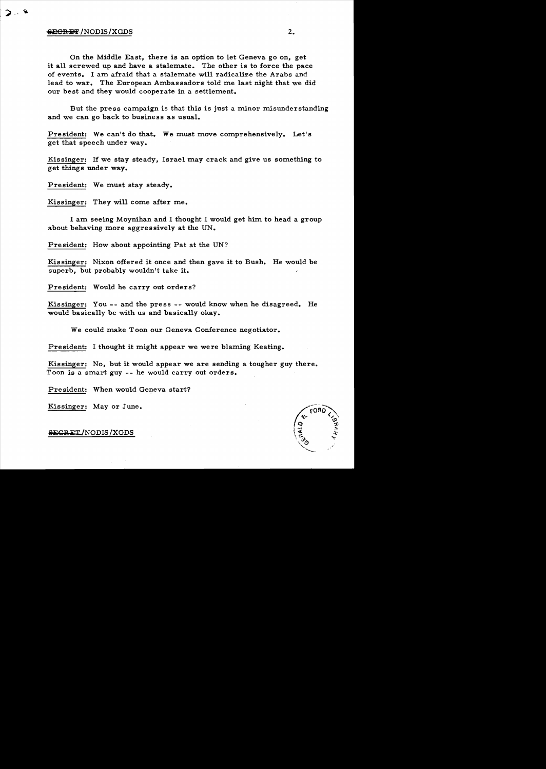On the Middle East, there is an option to let Geneva go on, get it all screwed up and have a stalemate. The other is to force the pace of events. I am afraid that a stalemate will radicalize the Arabs and lead to war. The European Ambassadors told me last night that we did our best and they would cooperate in a settlement.

But the press campaign is that this is just a minor misunderstanding and we can go back to business as usual.

President: We can't do that. We must move comprehensively. Let's get that speech under way.

Kissinger: If we stay steady, Israel may crack and give us something to get things under way.

President: We must stay steady.

Kissinger: They will come after me.

I am seeing Moynihan and I thought I would get him to head a group about behaving more aggressively at the UN.

President: How about appointing Pat at the UN?

Kissinger: Nixon offered it once and then gave it to Bush. He would be superb, but probably wouldn't take it.

President: Would he carry out orders?

Kissinger: You -- and the press -- would know when he disagreed. He would basically be with us and basically okay.

We could make Toon our Geneva Conference negotiator.

President: I thought it might appear we were blaming Keating.

Kissinger: No, but it would appear we are sending a tougher guy there. Toon is a smart guy -- he would carry out orders.

President: When would Geneva start?

Kissinger: May or June.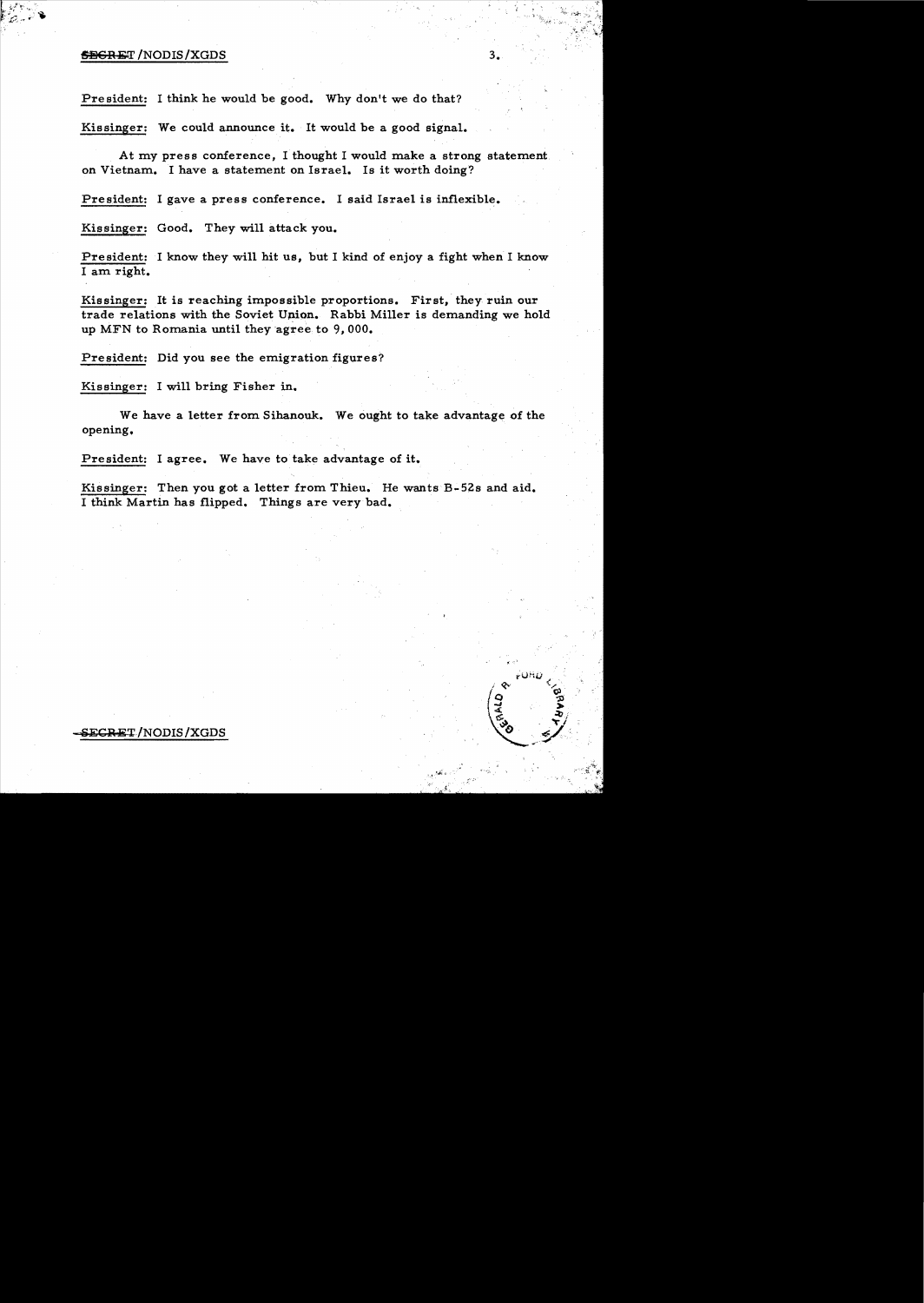President: I think he would be good. Why don't we do that?

Kissinger: We could announce it. It would be a good signal.

At my press conference, I thought I would make a strong statement on Vietnam. I have a statement on Israel. Is it worth doing?

President: I gave a press conference. I said Israel is inflexible.

Kissinger: Good. They will attack you.

President: I know they will hit us, but I kind of enjoy a fight when I know I am right.

Kissinger: It is reaching impossible proportions. First, they ruin our trade relations with the Soviet Union. Rabbi Miller is demanding we hold up MFN to Romania until they agree to 9,000.

President: Did you see the emigration figures?

Kissinger: I will bring Fisher in.

We have a letter from Sihanouk. We ought to take advantage of the opening.

President: I agree. We have to take advantage of it.

Kissinger: Then you got a letter from Thieu. He wants B-52s and aid. I think Martin has flipped. Things are very bad.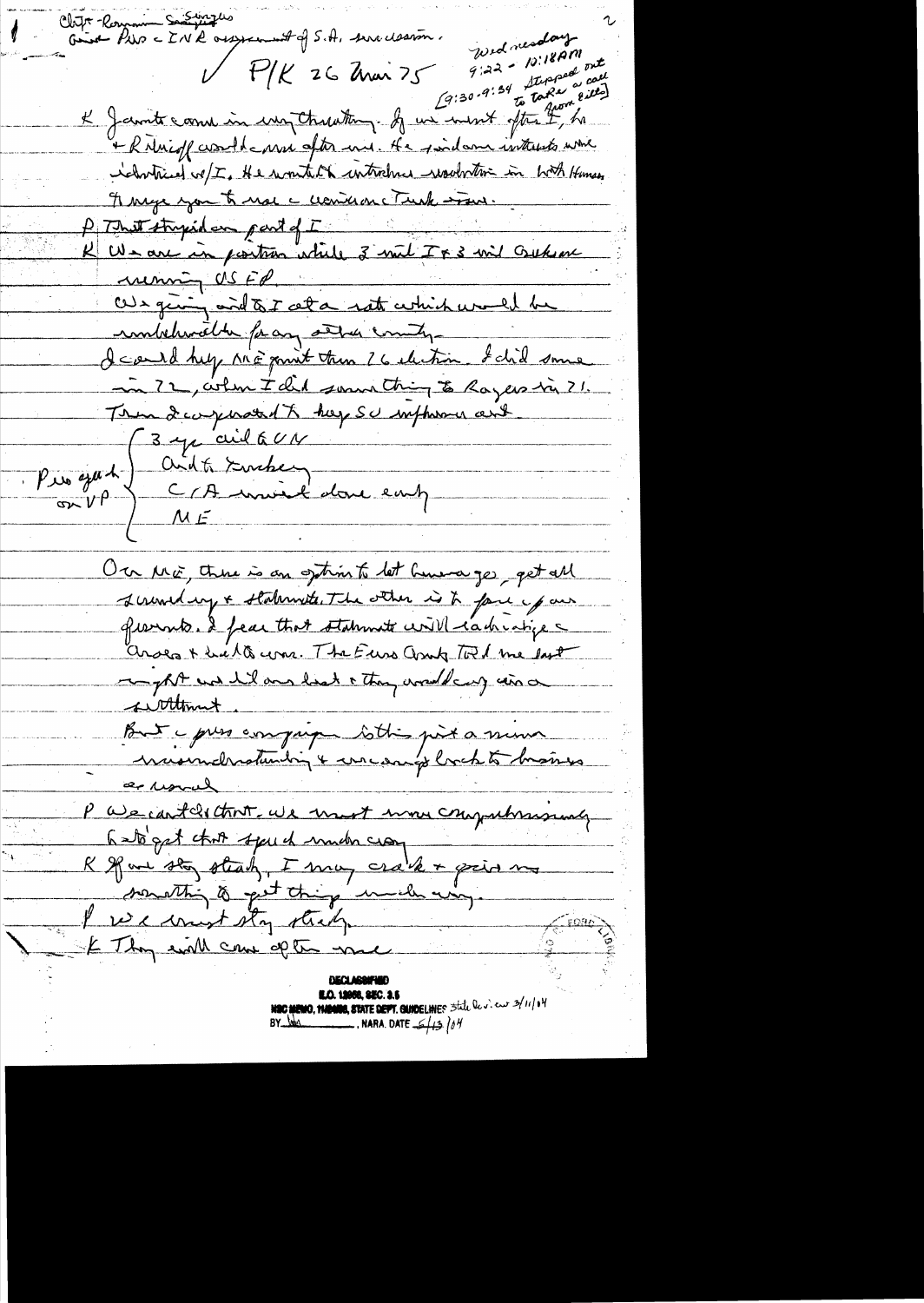Clift - Romanian Sayings
Greek Pres - INR assessment of S.A. succession.

✓ P/K 26 Mar 75

Wednesday
9:22 - 10:18 AM
[9:30 - 9:34 stepped out to take a call from Gillis]

K Javits came in very threatening. If we went after I, he + Ribicoff would come after me. He said our interests were identical w/I. He wants to introduce resolution in both Houses. It urges you to use economic Turk issue.

P That stupid on part of I

K We are in position while 3 mil I + 3 mil Arabs are running US FP.

We giving aid to I at a rate which would be unbelievable for any other country.

I could keep ME quiet thru 76 election. I did same in 72, when I did same thing to Rogers in 71.

Then I cooperated to keep SU influence out.

Pro eyes on VP
- 3 yr aid to VN
- Aid to Turkey
- CIA would done early
- ME

On ME, there is an option to let time go, get all scrambling + stalemate. The other is to face up our prospects. I fear that stalemate will radicalize Arabs + lead to war. The Euro Comty told me last night we told our best + they would go in on a settlement.

But the press campaign is this just a misunderstanding + we are going back to business as usual

P We can't do that. We must move comprehensively to get that speech under way.

K If we stay steady, I may crack + give us something to get things under way.

P We must stay steady.

K They will come after me

DECLASSIFIED
E.O. 12958, SEC. 3.5
NSC MEMO, 11/24/98, STATE DEPT. GUIDELINES State Review 3/11/04
BY [signature], NARA, DATE 5/13/04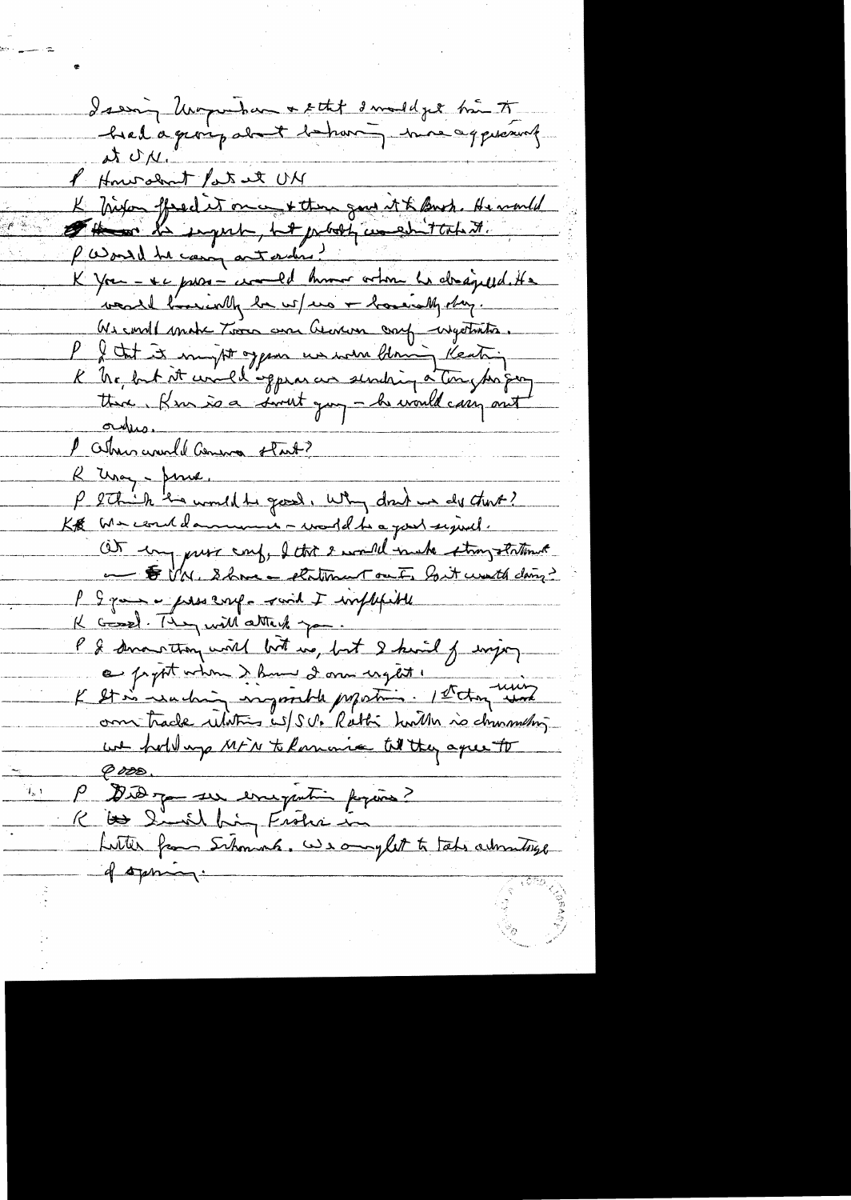I saw Waldheim & told I would get him to lead a group about behaving more aggressively at UN.

P How about Pat at UN

K Nixon offered it once & then gave it to Bush. He would love the spotlight, but probably wouldn't take it.

P Would he carry out orders?

K Yes – we press – would know when he disagreed. He would basically be w/us & basically okay. We could make Tower our Geneva conf negotiator.

P I think it might appear we were blaming Keating.

K No, but it would appear we were sending a tough guy there. Kiss is a smart guy – he would carry out orders.

P What would Geneva start?

K May – June.

P I think he would be good. Why don't we do that?

K We could announce – would be a good signal. At my press conf, I think I would make strong statement on UN. I have a statement on it. Is it worth doing?

P I gave a press conf – said I was inflexible

K Good. They will attack you.

P I know they will hit us, but I kind of enjoy a fight when I know I am right.

K It is reaching impossible proportions. 1st thing we did on trade relations w/SU. Ribicoff [?] is now dithering [?] we hold up MFN to Romania till they agree to 2000.

P Did you see emigration figures?

K I will bring Fisher in

Letter from Schmidt. We are only left to take advantage of spring.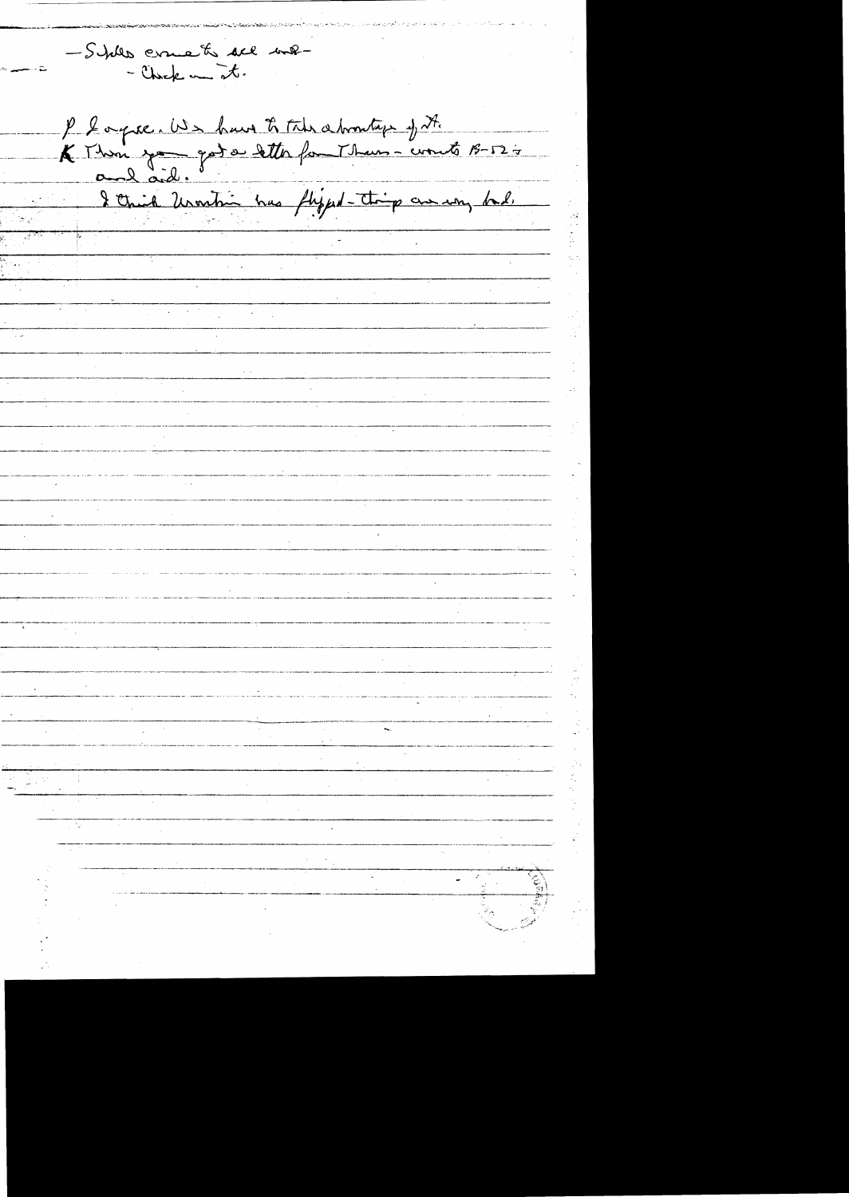- Schlee[?] came to see me -
- Check on it.

P I agree. We have to take advantage of it.

K Then you got a letter from Thieu - wants B-52's and aid.

I think Ukraine[?] has flipped - things are very bad.